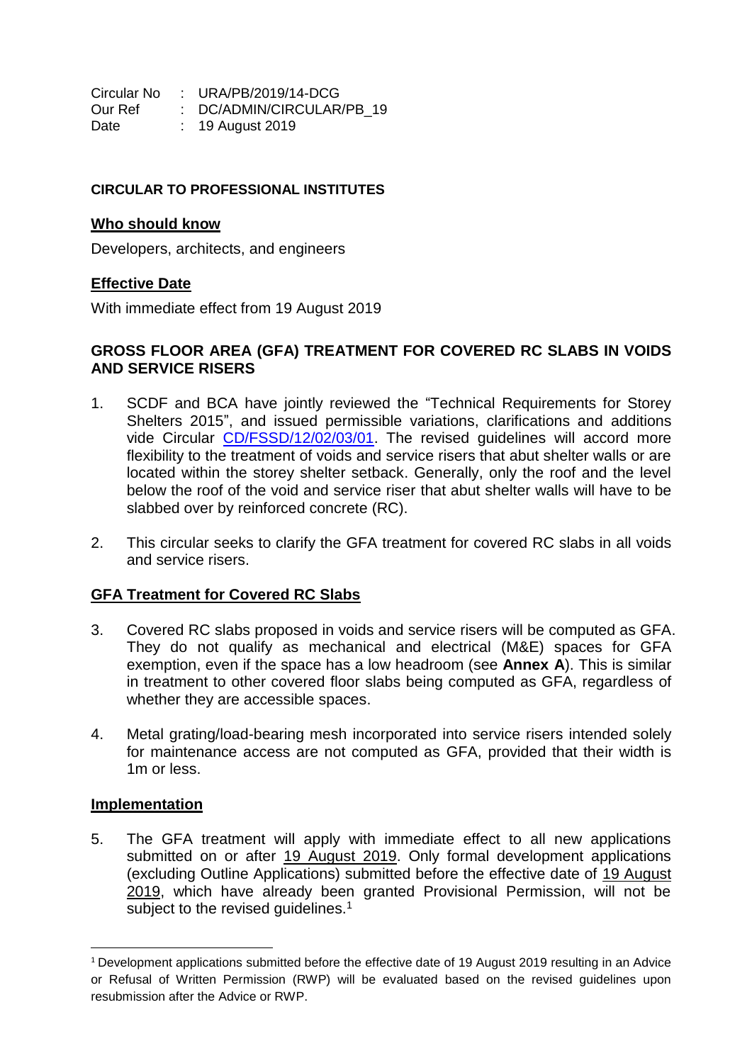Circular No : URA/PB/2019/14-DCG
Our Ref : DC/ADMIN/CIRCULAR/PB_19
Date : 19 August 2019

**CIRCULAR TO PROFESSIONAL INSTITUTES**

**Who should know**

Developers, architects, and engineers

**Effective Date**

With immediate effect from 19 August 2019

**GROSS FLOOR AREA (GFA) TREATMENT FOR COVERED RC SLABS IN VOIDS AND SERVICE RISERS**

1. SCDF and BCA have jointly reviewed the "Technical Requirements for Storey Shelters 2015", and issued permissible variations, clarifications and additions vide Circular CD/FSSD/12/02/03/01. The revised guidelines will accord more flexibility to the treatment of voids and service risers that abut shelter walls or are located within the storey shelter setback. Generally, only the roof and the level below the roof of the void and service riser that abut shelter walls will have to be slabbed over by reinforced concrete (RC).

2. This circular seeks to clarify the GFA treatment for covered RC slabs in all voids and service risers.

**GFA Treatment for Covered RC Slabs**

3. Covered RC slabs proposed in voids and service risers will be computed as GFA. They do not qualify as mechanical and electrical (M&E) spaces for GFA exemption, even if the space has a low headroom (see **Annex A**). This is similar in treatment to other covered floor slabs being computed as GFA, regardless of whether they are accessible spaces.

4. Metal grating/load-bearing mesh incorporated into service risers intended solely for maintenance access are not computed as GFA, provided that their width is 1m or less.

**Implementation**

5. The GFA treatment will apply with immediate effect to all new applications submitted on or after 19 August 2019. Only formal development applications (excluding Outline Applications) submitted before the effective date of 19 August 2019, which have already been granted Provisional Permission, will not be subject to the revised guidelines.[1]

[1] Development applications submitted before the effective date of 19 August 2019 resulting in an Advice or Refusal of Written Permission (RWP) will be evaluated based on the revised guidelines upon resubmission after the Advice or RWP.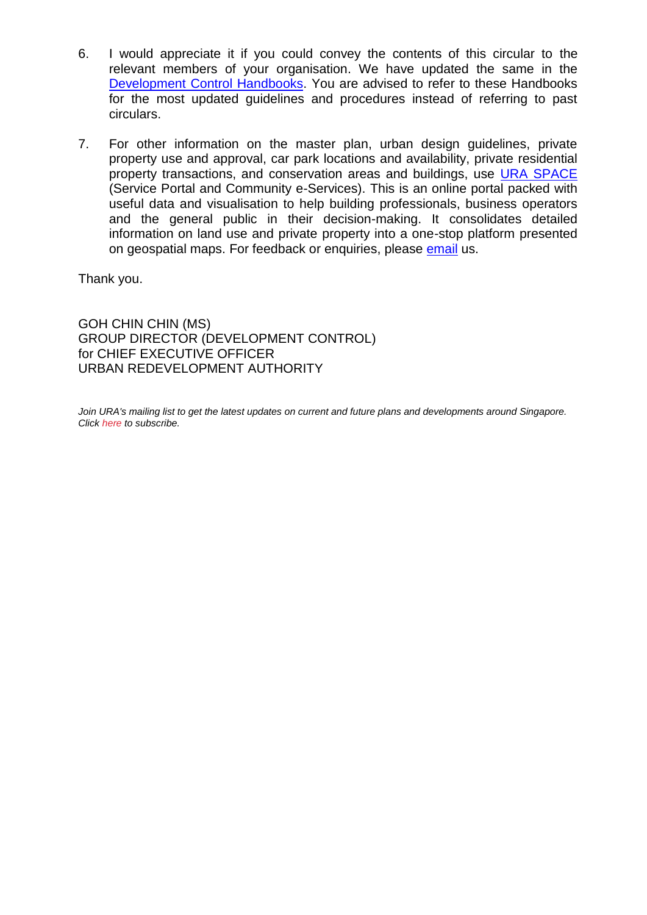6. I would appreciate it if you could convey the contents of this circular to the relevant members of your organisation. We have updated the same in the Development Control Handbooks. You are advised to refer to these Handbooks for the most updated guidelines and procedures instead of referring to past circulars.

7. For other information on the master plan, urban design guidelines, private property use and approval, car park locations and availability, private residential property transactions, and conservation areas and buildings, use URA SPACE (Service Portal and Community e-Services). This is an online portal packed with useful data and visualisation to help building professionals, business operators and the general public in their decision-making. It consolidates detailed information on land use and private property into a one-stop platform presented on geospatial maps. For feedback or enquiries, please email us.

Thank you.

GOH CHIN CHIN (MS)
GROUP DIRECTOR (DEVELOPMENT CONTROL)
for CHIEF EXECUTIVE OFFICER
URBAN REDEVELOPMENT AUTHORITY

*Join URA's mailing list to get the latest updates on current and future plans and developments around Singapore. Click here to subscribe.*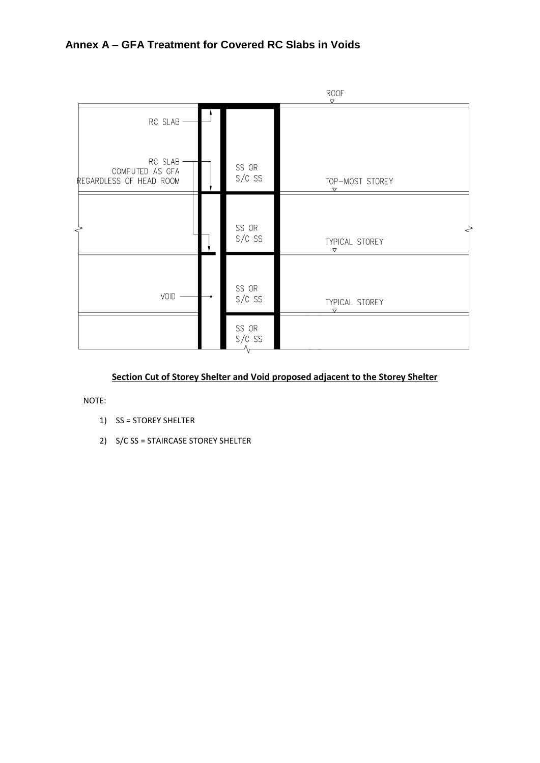## Annex A – GFA Treatment for Covered RC Slabs in Voids

ROOF

RC SLAB

RC SLAB COMPUTED AS GFA REGARDLESS OF HEAD ROOM

SS OR S/C SS

TOP-MOST STOREY

SS OR S/C SS

TYPICAL STOREY

VOID

SS OR S/C SS

TYPICAL STOREY

SS OR S/C SS

**Section Cut of Storey Shelter and Void proposed adjacent to the Storey Shelter**

NOTE:

1) SS = STOREY SHELTER
2) S/C SS = STAIRCASE STOREY SHELTER